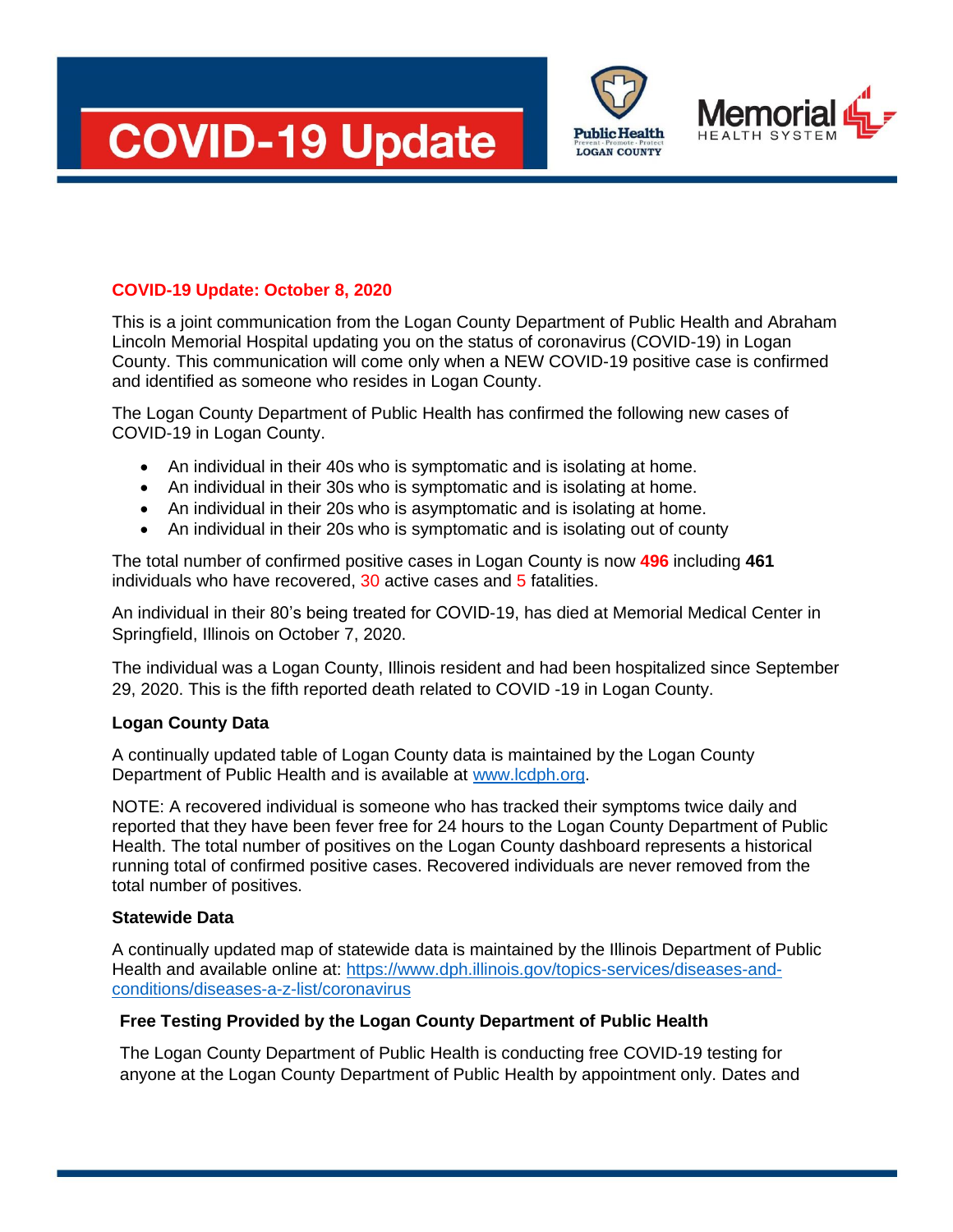# COVID-19 Update

## COVID-19 Update: October 8, 2020

This is a joint communication from the Logan County Department of Public Health and Abraham Lincoln Memorial Hospital updating you on the status of coronavirus (COVID-19) in Logan County. This communication will come only when a NEW COVID-19 positive case is confirmed and identified as someone who resides in Logan County.

The Logan County Department of Public Health has confirmed the following new cases of COVID-19 in Logan County.

- An individual in their 40s who is symptomatic and is isolating at home.
- An individual in their 30s who is symptomatic and is isolating at home.
- An individual in their 20s who is asymptomatic and is isolating at home.
- An individual in their 20s who is symptomatic and is isolating out of county

The total number of confirmed positive cases in Logan County is now **496** including **461** individuals who have recovered, 30 active cases and 5 fatalities.

An individual in their 80's being treated for COVID-19, has died at Memorial Medical Center in Springfield, Illinois on October 7, 2020.

The individual was a Logan County, Illinois resident and had been hospitalized since September 29, 2020. This is the fifth reported death related to COVID -19 in Logan County.

### Logan County Data

A continually updated table of Logan County data is maintained by the Logan County Department of Public Health and is available at [www.lcdph.org](www.lcdph.org).

NOTE: A recovered individual is someone who has tracked their symptoms twice daily and reported that they have been fever free for 24 hours to the Logan County Department of Public Health. The total number of positives on the Logan County dashboard represents a historical running total of confirmed positive cases. Recovered individuals are never removed from the total number of positives.

### Statewide Data

A continually updated map of statewide data is maintained by the Illinois Department of Public Health and available online at: [https://www.dph.illinois.gov/topics-services/diseases-and-conditions/diseases-a-z-list/coronavirus](https://www.dph.illinois.gov/topics-services/diseases-and-conditions/diseases-a-z-list/coronavirus)

### Free Testing Provided by the Logan County Department of Public Health

The Logan County Department of Public Health is conducting free COVID-19 testing for anyone at the Logan County Department of Public Health by appointment only. Dates and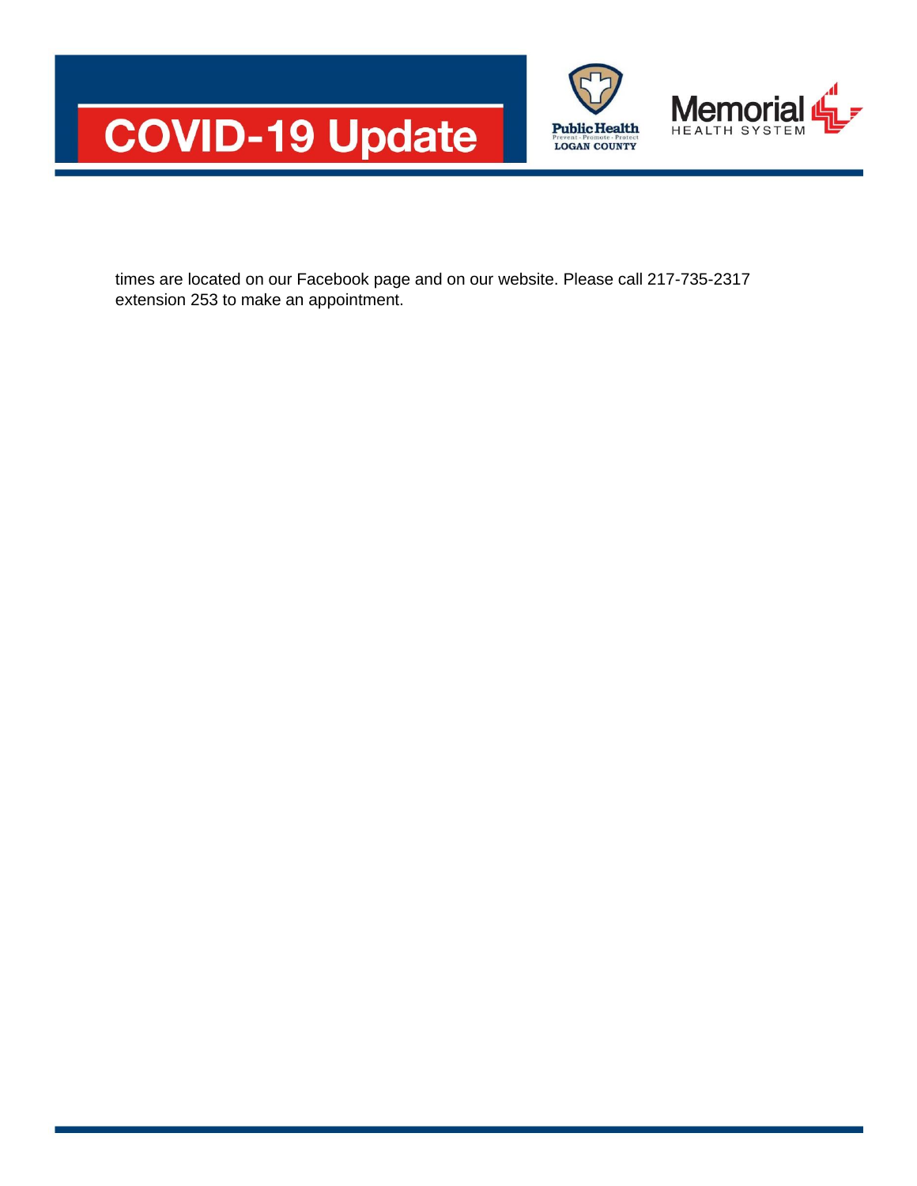times are located on our Facebook page and on our website. Please call 217-735-2317 extension 253 to make an appointment.